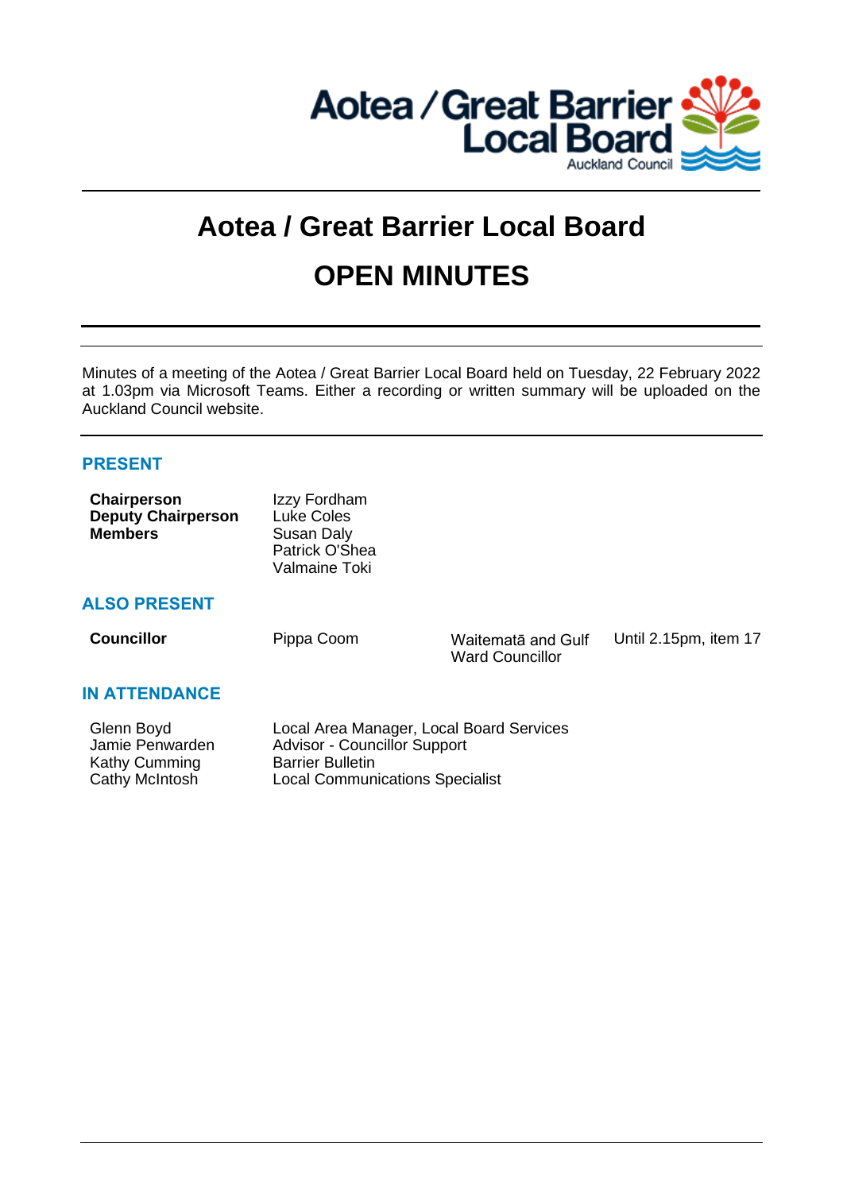# Aotea / Great Barrier Local Board

# OPEN MINUTES

Minutes of a meeting of the Aotea / Great Barrier Local Board held on Tuesday, 22 February 2022 at 1.03pm via Microsoft Teams. Either a recording or written summary will be uploaded on the Auckland Council website.

## PRESENT

| | |
|---|---|
| **Chairperson** | Izzy Fordham |
| **Deputy Chairperson** | Luke Coles |
| **Members** | Susan Daly |
| | Patrick O'Shea |
| | Valmaine Toki |

## ALSO PRESENT

| | | | |
|---|---|---|---|
| **Councillor** | Pippa Coom | Waitematā and Gulf Ward Councillor | Until 2.15pm, item 17 |

## IN ATTENDANCE

| | |
|---|---|
| Glenn Boyd | Local Area Manager, Local Board Services |
| Jamie Penwarden | Advisor - Councillor Support |
| Kathy Cumming | Barrier Bulletin |
| Cathy McIntosh | Local Communications Specialist |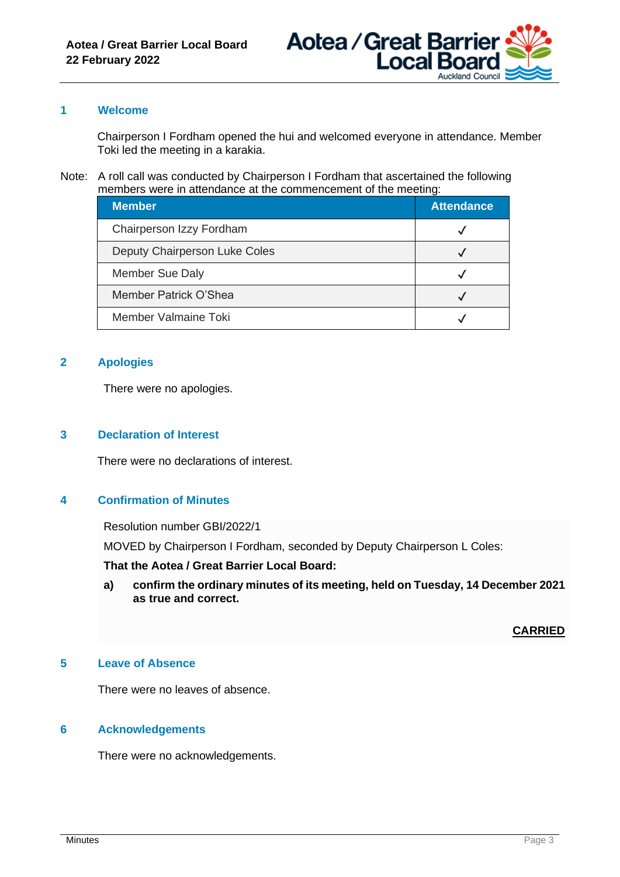## 1 Welcome

Chairperson I Fordham opened the hui and welcomed everyone in attendance. Member Toki led the meeting in a karakia.

Note: A roll call was conducted by Chairperson I Fordham that ascertained the following members were in attendance at the commencement of the meeting:

| Member | Attendance |
|---|---|
| Chairperson Izzy Fordham | ✓ |
| Deputy Chairperson Luke Coles | ✓ |
| Member Sue Daly | ✓ |
| Member Patrick O'Shea | ✓ |
| Member Valmaine Toki | ✓ |

## 2 Apologies

There were no apologies.

## 3 Declaration of Interest

There were no declarations of interest.

## 4 Confirmation of Minutes

Resolution number GBI/2022/1

MOVED by Chairperson I Fordham, seconded by Deputy Chairperson L Coles:

**That the Aotea / Great Barrier Local Board:**

**a) confirm the ordinary minutes of its meeting, held on Tuesday, 14 December 2021 as true and correct.**

**CARRIED**

## 5 Leave of Absence

There were no leaves of absence.

## 6 Acknowledgements

There were no acknowledgements.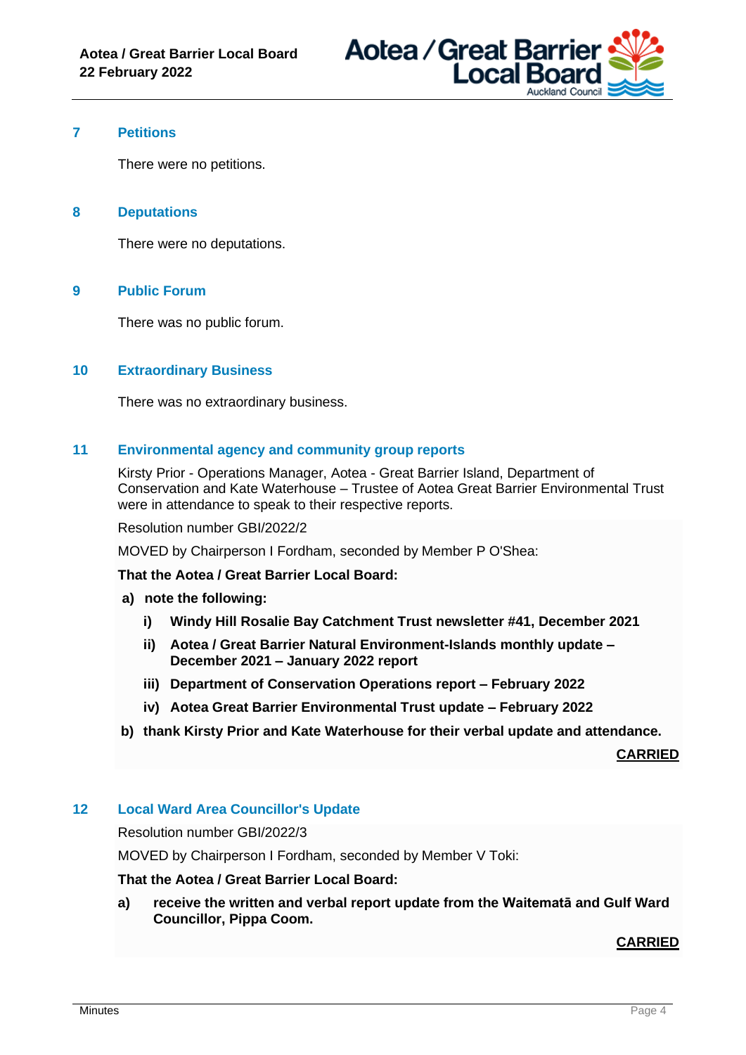## 7 Petitions

There were no petitions.

## 8 Deputations

There were no deputations.

## 9 Public Forum

There was no public forum.

## 10 Extraordinary Business

There was no extraordinary business.

## 11 Environmental agency and community group reports

Kirsty Prior - Operations Manager, Aotea - Great Barrier Island, Department of Conservation and Kate Waterhouse – Trustee of Aotea Great Barrier Environmental Trust were in attendance to speak to their respective reports.

Resolution number GBI/2022/2

MOVED by Chairperson I Fordham, seconded by Member P O'Shea:

**That the Aotea / Great Barrier Local Board:**

**a) note the following:**

**i) Windy Hill Rosalie Bay Catchment Trust newsletter #41, December 2021**

**ii) Aotea / Great Barrier Natural Environment-Islands monthly update – December 2021 – January 2022 report**

**iii) Department of Conservation Operations report – February 2022**

**iv) Aotea Great Barrier Environmental Trust update – February 2022**

**b) thank Kirsty Prior and Kate Waterhouse for their verbal update and attendance.**

**CARRIED**

## 12 Local Ward Area Councillor's Update

Resolution number GBI/2022/3

MOVED by Chairperson I Fordham, seconded by Member V Toki:

**That the Aotea / Great Barrier Local Board:**

**a) receive the written and verbal report update from the Waitematā and Gulf Ward Councillor, Pippa Coom.**

**CARRIED**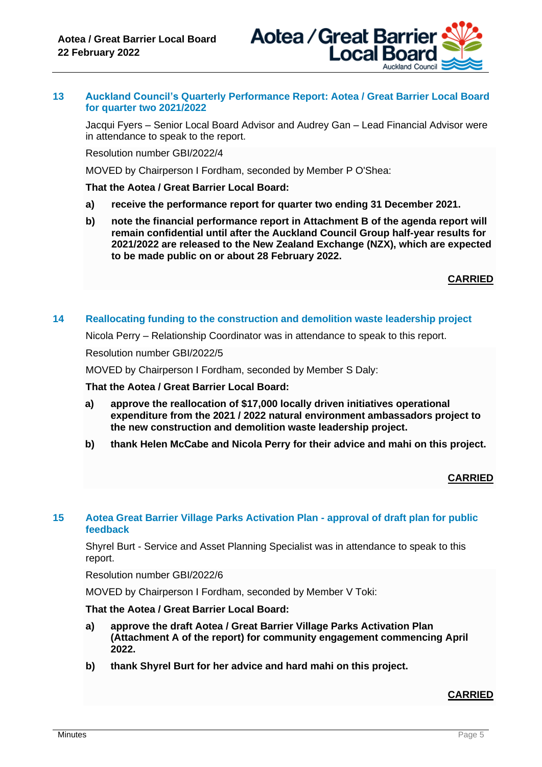## 13 Auckland Council's Quarterly Performance Report: Aotea / Great Barrier Local Board for quarter two 2021/2022

Jacqui Fyers – Senior Local Board Advisor and Audrey Gan – Lead Financial Advisor were in attendance to speak to the report.

Resolution number GBI/2022/4

MOVED by Chairperson I Fordham, seconded by Member P O'Shea:

**That the Aotea / Great Barrier Local Board:**

**a) receive the performance report for quarter two ending 31 December 2021.**

**b) note the financial performance report in Attachment B of the agenda report will remain confidential until after the Auckland Council Group half-year results for 2021/2022 are released to the New Zealand Exchange (NZX), which are expected to be made public on or about 28 February 2022.**

**CARRIED**

## 14 Reallocating funding to the construction and demolition waste leadership project

Nicola Perry – Relationship Coordinator was in attendance to speak to this report.

Resolution number GBI/2022/5

MOVED by Chairperson I Fordham, seconded by Member S Daly:

**That the Aotea / Great Barrier Local Board:**

**a) approve the reallocation of $17,000 locally driven initiatives operational expenditure from the 2021 / 2022 natural environment ambassadors project to the new construction and demolition waste leadership project.**

**b) thank Helen McCabe and Nicola Perry for their advice and mahi on this project.**

**CARRIED**

## 15 Aotea Great Barrier Village Parks Activation Plan - approval of draft plan for public feedback

Shyrel Burt - Service and Asset Planning Specialist was in attendance to speak to this report.

Resolution number GBI/2022/6

MOVED by Chairperson I Fordham, seconded by Member V Toki:

**That the Aotea / Great Barrier Local Board:**

**a) approve the draft Aotea / Great Barrier Village Parks Activation Plan (Attachment A of the report) for community engagement commencing April 2022.**

**b) thank Shyrel Burt for her advice and hard mahi on this project.**

**CARRIED**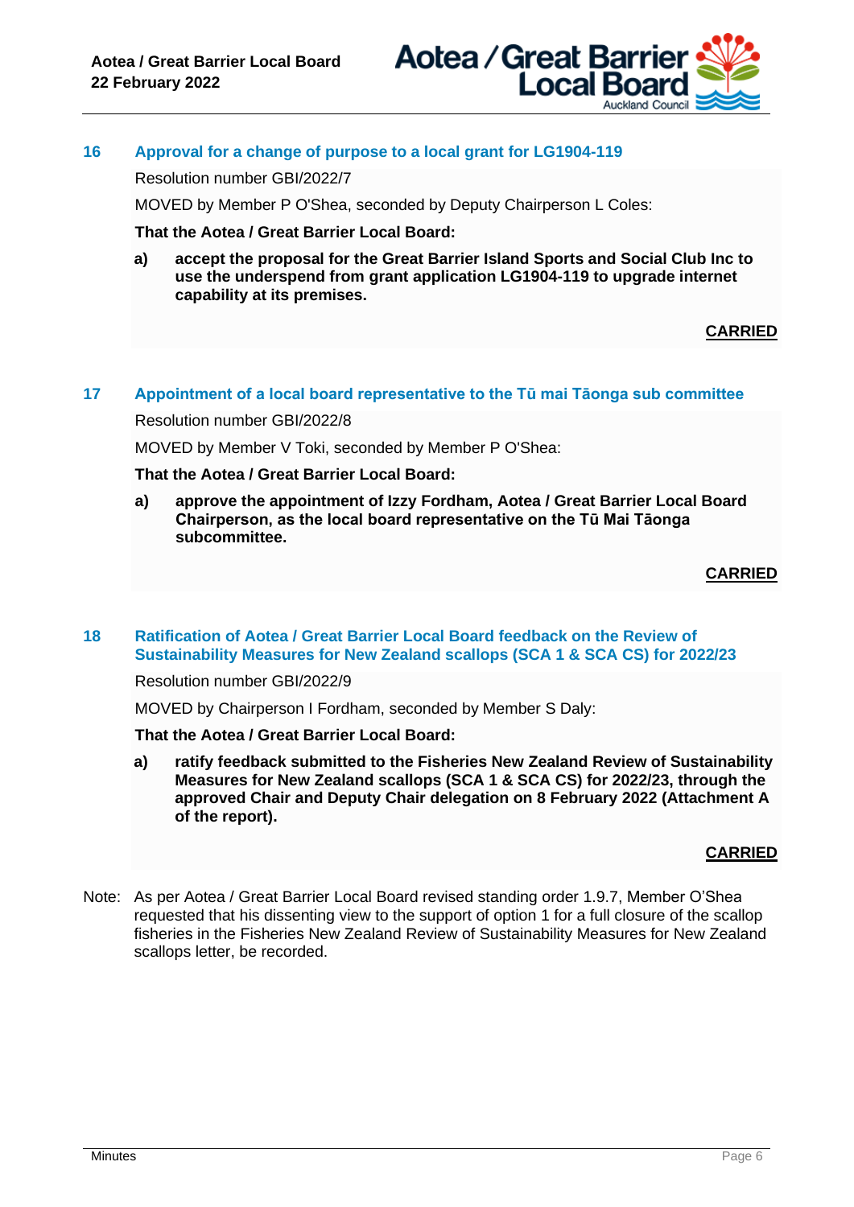## 16 Approval for a change of purpose to a local grant for LG1904-119

Resolution number GBI/2022/7

MOVED by Member P O'Shea, seconded by Deputy Chairperson L Coles:

**That the Aotea / Great Barrier Local Board:**

**a) accept the proposal for the Great Barrier Island Sports and Social Club Inc to use the underspend from grant application LG1904-119 to upgrade internet capability at its premises.**

**CARRIED**

## 17 Appointment of a local board representative to the Tū mai Tāonga sub committee

Resolution number GBI/2022/8

MOVED by Member V Toki, seconded by Member P O'Shea:

**That the Aotea / Great Barrier Local Board:**

**a) approve the appointment of Izzy Fordham, Aotea / Great Barrier Local Board Chairperson, as the local board representative on the Tū Mai Tāonga subcommittee.**

**CARRIED**

## 18 Ratification of Aotea / Great Barrier Local Board feedback on the Review of Sustainability Measures for New Zealand scallops (SCA 1 & SCA CS) for 2022/23

Resolution number GBI/2022/9

MOVED by Chairperson I Fordham, seconded by Member S Daly:

**That the Aotea / Great Barrier Local Board:**

**a) ratify feedback submitted to the Fisheries New Zealand Review of Sustainability Measures for New Zealand scallops (SCA 1 & SCA CS) for 2022/23, through the approved Chair and Deputy Chair delegation on 8 February 2022 (Attachment A of the report).**

**CARRIED**

Note: As per Aotea / Great Barrier Local Board revised standing order 1.9.7, Member O'Shea requested that his dissenting view to the support of option 1 for a full closure of the scallop fisheries in the Fisheries New Zealand Review of Sustainability Measures for New Zealand scallops letter, be recorded.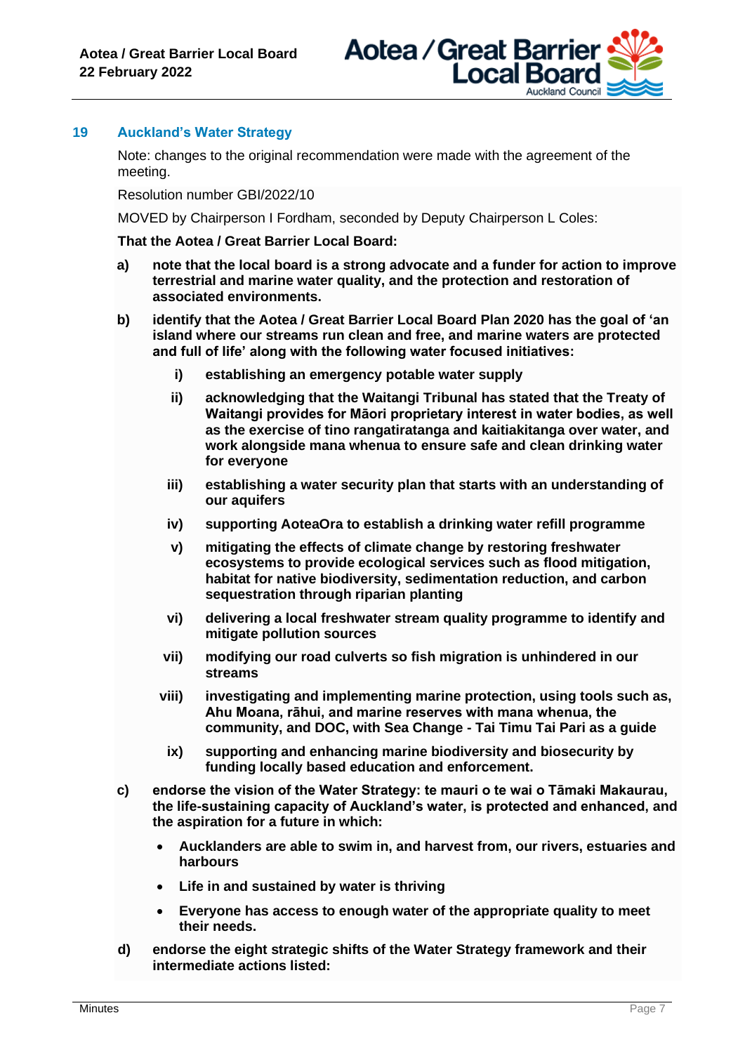## 19 Auckland's Water Strategy

Note: changes to the original recommendation were made with the agreement of the meeting.

Resolution number GBI/2022/10

MOVED by Chairperson I Fordham, seconded by Deputy Chairperson L Coles:

**That the Aotea / Great Barrier Local Board:**

**a) note that the local board is a strong advocate and a funder for action to improve terrestrial and marine water quality, and the protection and restoration of associated environments.**

**b) identify that the Aotea / Great Barrier Local Board Plan 2020 has the goal of 'an island where our streams run clean and free, and marine waters are protected and full of life' along with the following water focused initiatives:**

- **i) establishing an emergency potable water supply**
- **ii) acknowledging that the Waitangi Tribunal has stated that the Treaty of Waitangi provides for Māori proprietary interest in water bodies, as well as the exercise of tino rangatiratanga and kaitiakitanga over water, and work alongside mana whenua to ensure safe and clean drinking water for everyone**
- **iii) establishing a water security plan that starts with an understanding of our aquifers**
- **iv) supporting AoteaOra to establish a drinking water refill programme**
- **v) mitigating the effects of climate change by restoring freshwater ecosystems to provide ecological services such as flood mitigation, habitat for native biodiversity, sedimentation reduction, and carbon sequestration through riparian planting**
- **vi) delivering a local freshwater stream quality programme to identify and mitigate pollution sources**
- **vii) modifying our road culverts so fish migration is unhindered in our streams**
- **viii) investigating and implementing marine protection, using tools such as, Ahu Moana, rāhui, and marine reserves with mana whenua, the community, and DOC, with Sea Change - Tai Timu Tai Pari as a guide**
- **ix) supporting and enhancing marine biodiversity and biosecurity by funding locally based education and enforcement.**

**c) endorse the vision of the Water Strategy: te mauri o te wai o Tāmaki Makaurau, the life-sustaining capacity of Auckland's water, is protected and enhanced, and the aspiration for a future in which:**

- **Aucklanders are able to swim in, and harvest from, our rivers, estuaries and harbours**
- **Life in and sustained by water is thriving**
- **Everyone has access to enough water of the appropriate quality to meet their needs.**

**d) endorse the eight strategic shifts of the Water Strategy framework and their intermediate actions listed:**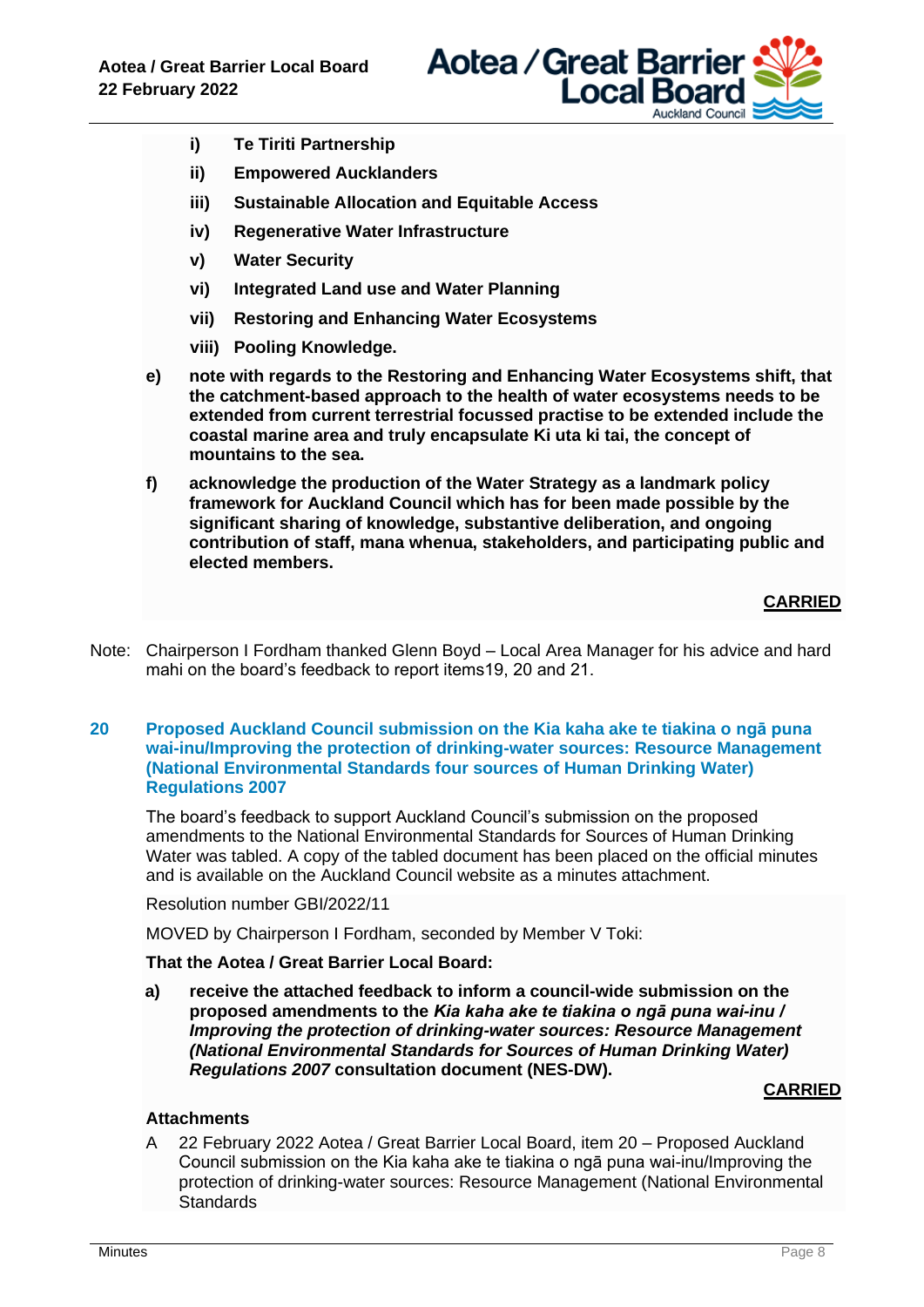**i) Te Tiriti Partnership**

**ii) Empowered Aucklanders**

**iii) Sustainable Allocation and Equitable Access**

**iv) Regenerative Water Infrastructure**

**v) Water Security**

**vi) Integrated Land use and Water Planning**

**vii) Restoring and Enhancing Water Ecosystems**

**viii) Pooling Knowledge.**

**e) note with regards to the Restoring and Enhancing Water Ecosystems shift, that the catchment-based approach to the health of water ecosystems needs to be extended from current terrestrial focussed practise to be extended include the coastal marine area and truly encapsulate Ki uta ki tai, the concept of mountains to the sea.**

**f) acknowledge the production of the Water Strategy as a landmark policy framework for Auckland Council which has for been made possible by the significant sharing of knowledge, substantive deliberation, and ongoing contribution of staff, mana whenua, stakeholders, and participating public and elected members.**

**CARRIED**

Note: Chairperson I Fordham thanked Glenn Boyd – Local Area Manager for his advice and hard mahi on the board's feedback to report items19, 20 and 21.

## 20 Proposed Auckland Council submission on the Kia kaha ake te tiakina o ngā puna wai-inu/Improving the protection of drinking-water sources: Resource Management (National Environmental Standards four sources of Human Drinking Water) Regulations 2007

The board's feedback to support Auckland Council's submission on the proposed amendments to the National Environmental Standards for Sources of Human Drinking Water was tabled. A copy of the tabled document has been placed on the official minutes and is available on the Auckland Council website as a minutes attachment.

Resolution number GBI/2022/11

MOVED by Chairperson I Fordham, seconded by Member V Toki:

**That the Aotea / Great Barrier Local Board:**

**a) receive the attached feedback to inform a council-wide submission on the proposed amendments to the *Kia kaha ake te tiakina o ngā puna wai-inu / Improving the protection of drinking-water sources: Resource Management (National Environmental Standards for Sources of Human Drinking Water) Regulations 2007* consultation document (NES-DW).**

**CARRIED**

**Attachments**

A 22 February 2022 Aotea / Great Barrier Local Board, item 20 – Proposed Auckland Council submission on the Kia kaha ake te tiakina o ngā puna wai-inu/Improving the protection of drinking-water sources: Resource Management (National Environmental Standards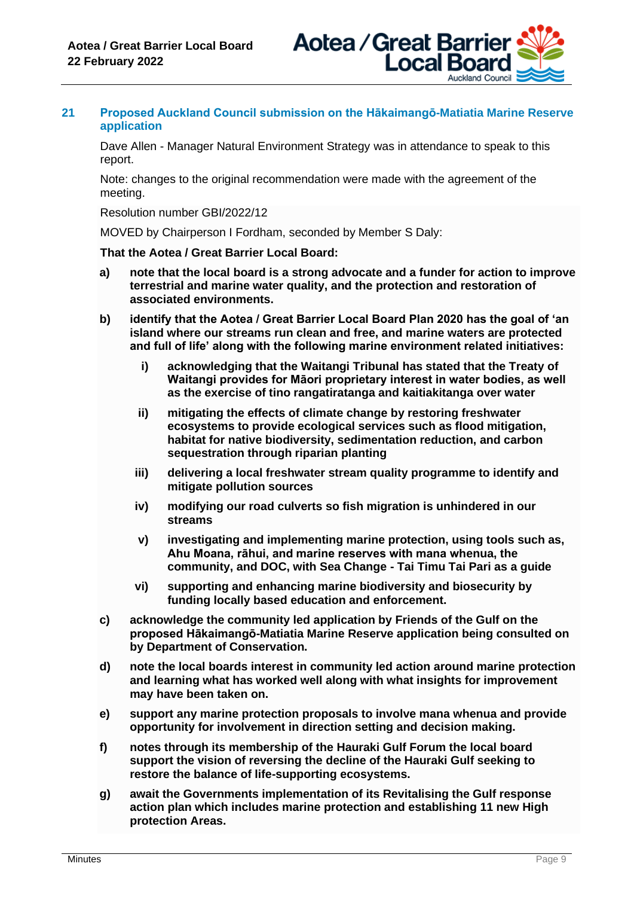## 21 Proposed Auckland Council submission on the Hākaimangō-Matiatia Marine Reserve application

Dave Allen - Manager Natural Environment Strategy was in attendance to speak to this report.

Note: changes to the original recommendation were made with the agreement of the meeting.

Resolution number GBI/2022/12

MOVED by Chairperson I Fordham, seconded by Member S Daly:

**That the Aotea / Great Barrier Local Board:**

a) **note that the local board is a strong advocate and a funder for action to improve terrestrial and marine water quality, and the protection and restoration of associated environments.**

b) **identify that the Aotea / Great Barrier Local Board Plan 2020 has the goal of 'an island where our streams run clean and free, and marine waters are protected and full of life' along with the following marine environment related initiatives:**

   i) **acknowledging that the Waitangi Tribunal has stated that the Treaty of Waitangi provides for Māori proprietary interest in water bodies, as well as the exercise of tino rangatiratanga and kaitiakitanga over water**

   ii) **mitigating the effects of climate change by restoring freshwater ecosystems to provide ecological services such as flood mitigation, habitat for native biodiversity, sedimentation reduction, and carbon sequestration through riparian planting**

   iii) **delivering a local freshwater stream quality programme to identify and mitigate pollution sources**

   iv) **modifying our road culverts so fish migration is unhindered in our streams**

   v) **investigating and implementing marine protection, using tools such as, Ahu Moana, rāhui, and marine reserves with mana whenua, the community, and DOC, with Sea Change - Tai Timu Tai Pari as a guide**

   vi) **supporting and enhancing marine biodiversity and biosecurity by funding locally based education and enforcement.**

c) **acknowledge the community led application by Friends of the Gulf on the proposed Hākaimangō-Matiatia Marine Reserve application being consulted on by Department of Conservation.**

d) **note the local boards interest in community led action around marine protection and learning what has worked well along with what insights for improvement may have been taken on.**

e) **support any marine protection proposals to involve mana whenua and provide opportunity for involvement in direction setting and decision making.**

f) **notes through its membership of the Hauraki Gulf Forum the local board support the vision of reversing the decline of the Hauraki Gulf seeking to restore the balance of life-supporting ecosystems.**

g) **await the Governments implementation of its Revitalising the Gulf response action plan which includes marine protection and establishing 11 new High protection Areas.**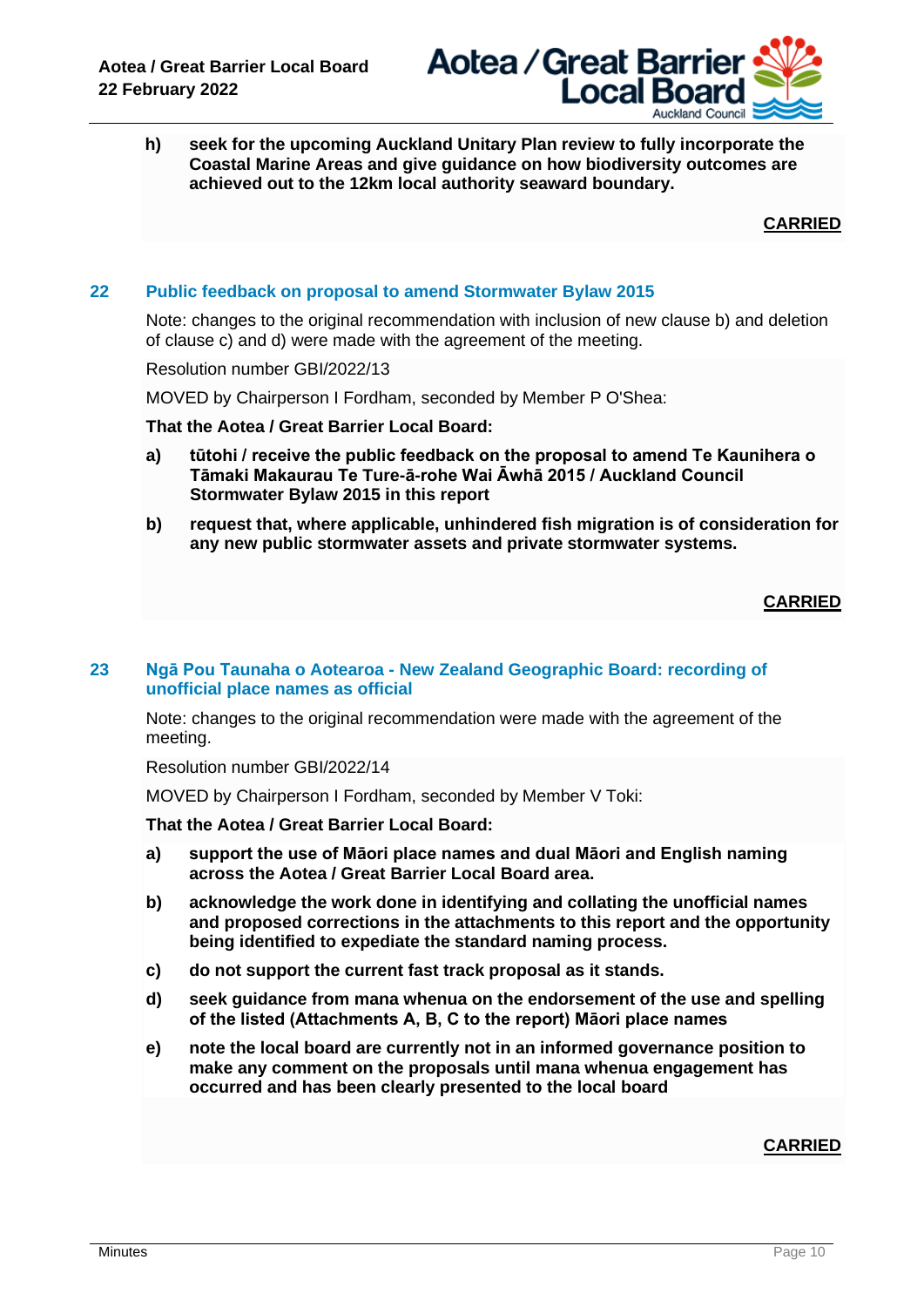h) **seek for the upcoming Auckland Unitary Plan review to fully incorporate the Coastal Marine Areas and give guidance on how biodiversity outcomes are achieved out to the 12km local authority seaward boundary.**

**CARRIED**

## 22 Public feedback on proposal to amend Stormwater Bylaw 2015

Note: changes to the original recommendation with inclusion of new clause b) and deletion of clause c) and d) were made with the agreement of the meeting.

Resolution number GBI/2022/13

MOVED by Chairperson I Fordham, seconded by Member P O'Shea:

**That the Aotea / Great Barrier Local Board:**

a) **tūtohi / receive the public feedback on the proposal to amend Te Kaunihera o Tāmaki Makaurau Te Ture-ā-rohe Wai Āwhā 2015 / Auckland Council Stormwater Bylaw 2015 in this report**

b) **request that, where applicable, unhindered fish migration is of consideration for any new public stormwater assets and private stormwater systems.**

**CARRIED**

## 23 Ngā Pou Taunaha o Aotearoa - New Zealand Geographic Board: recording of unofficial place names as official

Note: changes to the original recommendation were made with the agreement of the meeting.

Resolution number GBI/2022/14

MOVED by Chairperson I Fordham, seconded by Member V Toki:

**That the Aotea / Great Barrier Local Board:**

a) **support the use of Māori place names and dual Māori and English naming across the Aotea / Great Barrier Local Board area.**

b) **acknowledge the work done in identifying and collating the unofficial names and proposed corrections in the attachments to this report and the opportunity being identified to expediate the standard naming process.**

c) **do not support the current fast track proposal as it stands.**

d) **seek guidance from mana whenua on the endorsement of the use and spelling of the listed (Attachments A, B, C to the report) Māori place names**

e) **note the local board are currently not in an informed governance position to make any comment on the proposals until mana whenua engagement has occurred and has been clearly presented to the local board**

**CARRIED**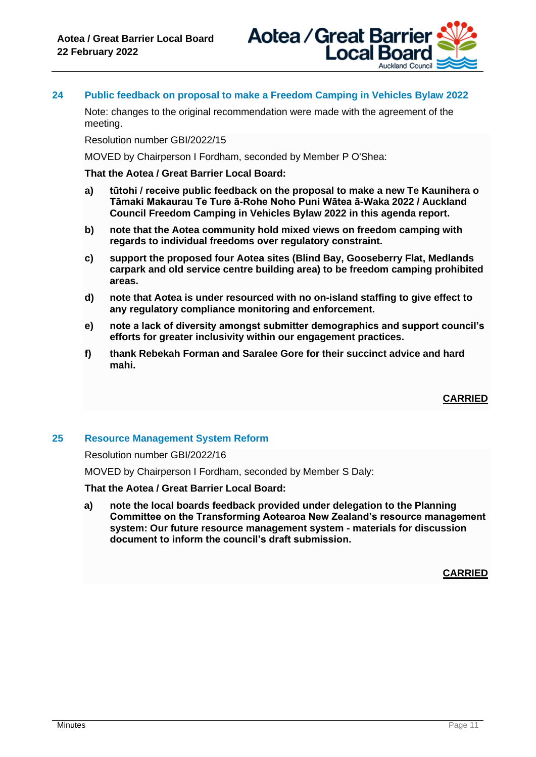## 24 Public feedback on proposal to make a Freedom Camping in Vehicles Bylaw 2022

Note: changes to the original recommendation were made with the agreement of the meeting.

Resolution number GBI/2022/15

MOVED by Chairperson I Fordham, seconded by Member P O'Shea:

**That the Aotea / Great Barrier Local Board:**

**a) tūtohi / receive public feedback on the proposal to make a new Te Kaunihera o Tāmaki Makaurau Te Ture ā-Rohe Noho Puni Wātea ā-Waka 2022 / Auckland Council Freedom Camping in Vehicles Bylaw 2022 in this agenda report.**

**b) note that the Aotea community hold mixed views on freedom camping with regards to individual freedoms over regulatory constraint.**

**c) support the proposed four Aotea sites (Blind Bay, Gooseberry Flat, Medlands carpark and old service centre building area) to be freedom camping prohibited areas.**

**d) note that Aotea is under resourced with no on-island staffing to give effect to any regulatory compliance monitoring and enforcement.**

**e) note a lack of diversity amongst submitter demographics and support council's efforts for greater inclusivity within our engagement practices.**

**f) thank Rebekah Forman and Saralee Gore for their succinct advice and hard mahi.**

**CARRIED**

## 25 Resource Management System Reform

Resolution number GBI/2022/16

MOVED by Chairperson I Fordham, seconded by Member S Daly:

**That the Aotea / Great Barrier Local Board:**

**a) note the local boards feedback provided under delegation to the Planning Committee on the Transforming Aotearoa New Zealand's resource management system: Our future resource management system - materials for discussion document to inform the council's draft submission.**

**CARRIED**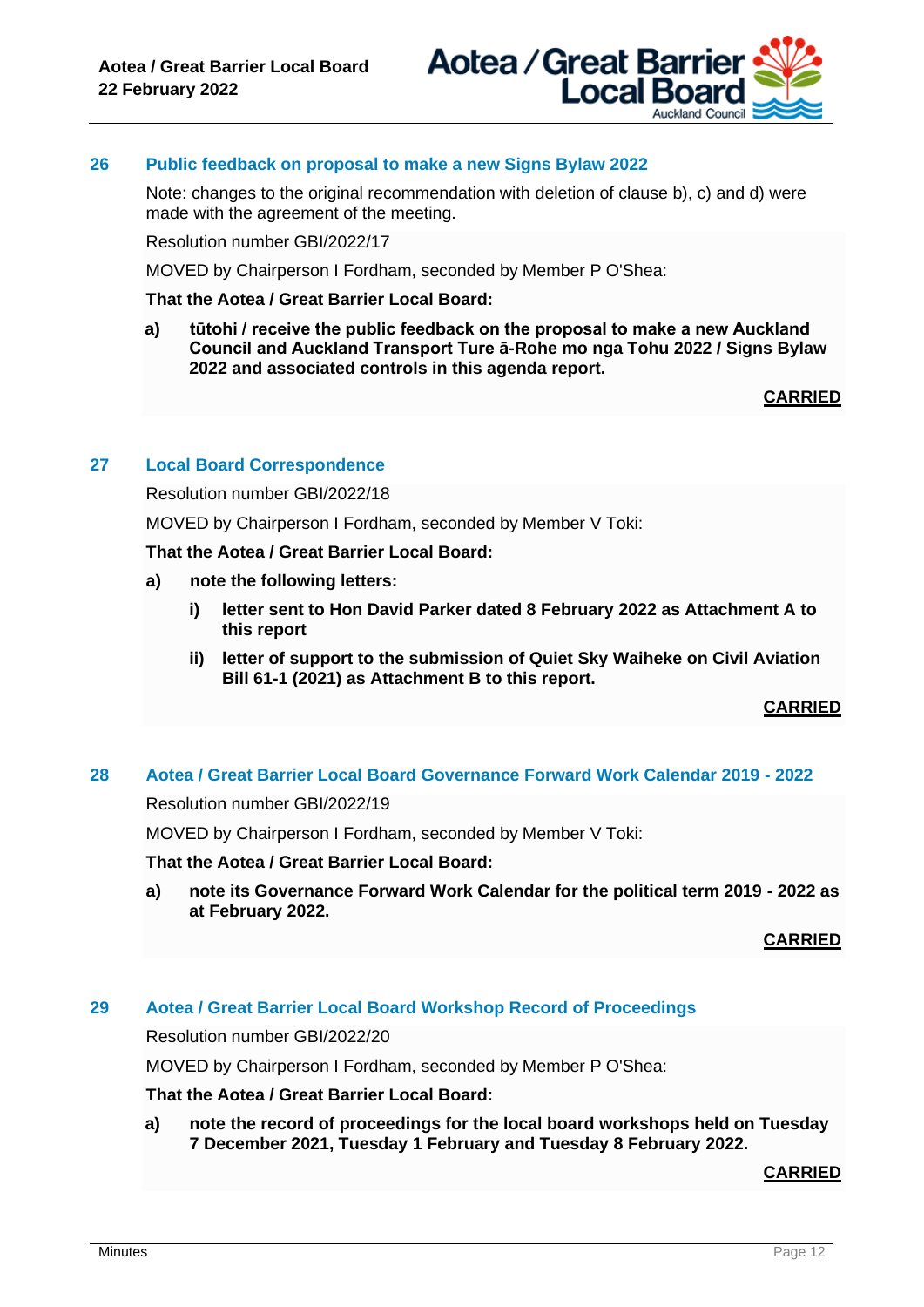## 26 Public feedback on proposal to make a new Signs Bylaw 2022

Note: changes to the original recommendation with deletion of clause b), c) and d) were made with the agreement of the meeting.

Resolution number GBI/2022/17

MOVED by Chairperson I Fordham, seconded by Member P O'Shea:

**That the Aotea / Great Barrier Local Board:**

**a) tūtohi / receive the public feedback on the proposal to make a new Auckland Council and Auckland Transport Ture ā-Rohe mo nga Tohu 2022 / Signs Bylaw 2022 and associated controls in this agenda report.**

**CARRIED**

## 27 Local Board Correspondence

Resolution number GBI/2022/18

MOVED by Chairperson I Fordham, seconded by Member V Toki:

**That the Aotea / Great Barrier Local Board:**

**a) note the following letters:**

**i) letter sent to Hon David Parker dated 8 February 2022 as Attachment A to this report**

**ii) letter of support to the submission of Quiet Sky Waiheke on Civil Aviation Bill 61-1 (2021) as Attachment B to this report.**

**CARRIED**

## 28 Aotea / Great Barrier Local Board Governance Forward Work Calendar 2019 - 2022

Resolution number GBI/2022/19

MOVED by Chairperson I Fordham, seconded by Member V Toki:

**That the Aotea / Great Barrier Local Board:**

**a) note its Governance Forward Work Calendar for the political term 2019 - 2022 as at February 2022.**

**CARRIED**

## 29 Aotea / Great Barrier Local Board Workshop Record of Proceedings

Resolution number GBI/2022/20

MOVED by Chairperson I Fordham, seconded by Member P O'Shea:

**That the Aotea / Great Barrier Local Board:**

**a) note the record of proceedings for the local board workshops held on Tuesday 7 December 2021, Tuesday 1 February and Tuesday 8 February 2022.**

**CARRIED**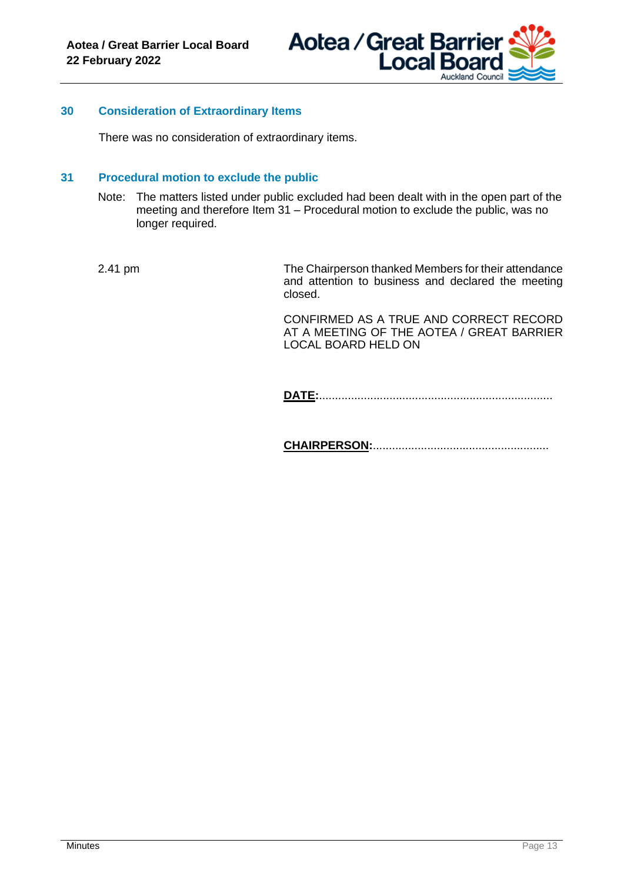## 30 Consideration of Extraordinary Items

There was no consideration of extraordinary items.

## 31 Procedural motion to exclude the public

Note: The matters listed under public excluded had been dealt with in the open part of the meeting and therefore Item 31 – Procedural motion to exclude the public, was no longer required.

2.41 pm

The Chairperson thanked Members for their attendance and attention to business and declared the meeting closed.

CONFIRMED AS A TRUE AND CORRECT RECORD AT A MEETING OF THE AOTEA / GREAT BARRIER LOCAL BOARD HELD ON

**DATE:**.........................................................................

**CHAIRPERSON:**.......................................................